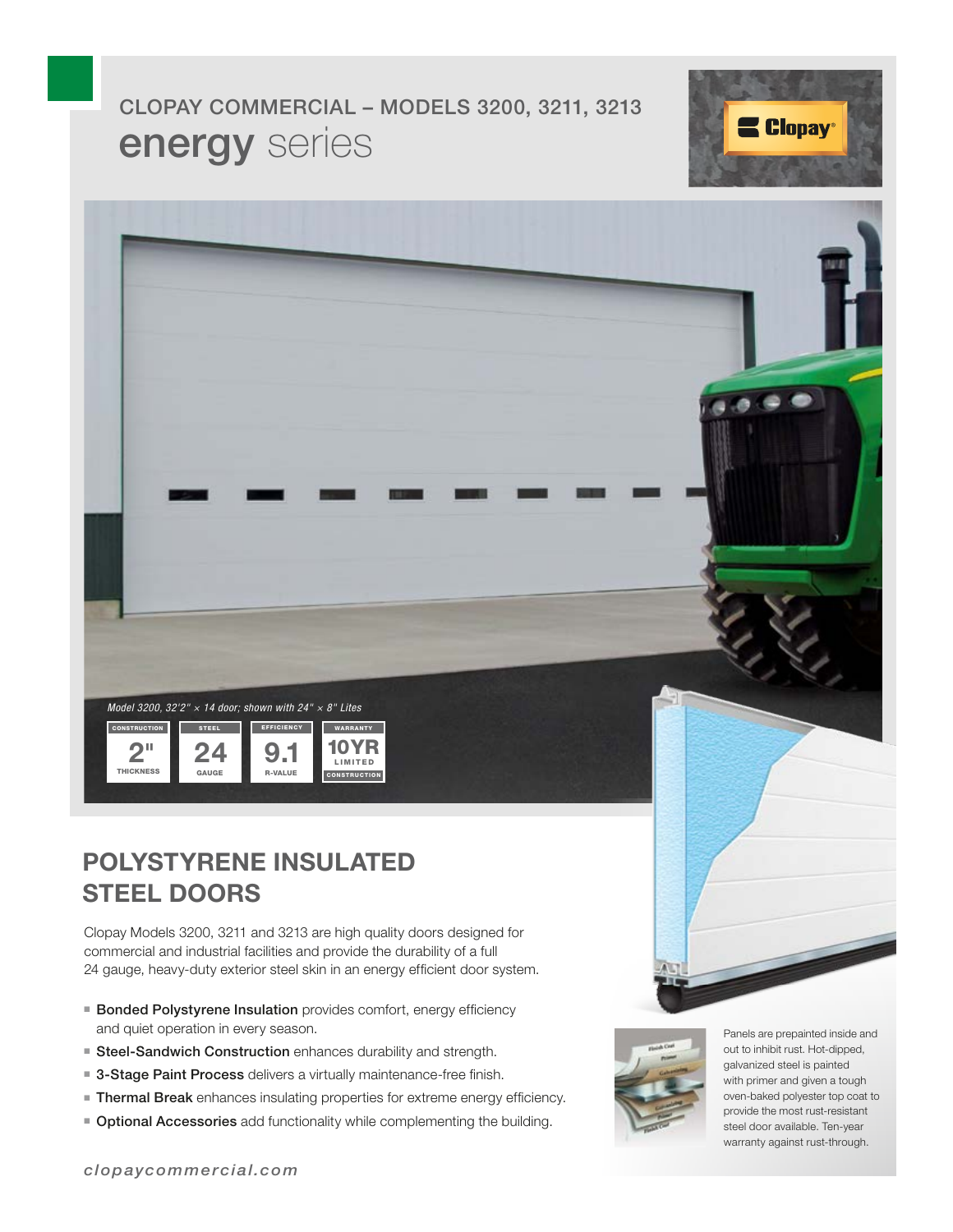CLOPAY COMMERCIAL – MODELS 3200, 3211, 3213

# energy series

*Model 3200, 32'2" × 14 door; shown with 24" × 8" Lites*

| CONSTRUCTION | STEEL | EFFICIENCY | WARRANTY |
|---|---|---|---|
| 2" THICKNESS | 24 GAUGE | 9.1 R-VALUE | 10YR LIMITED CONSTRUCTION |

## POLYSTYRENE INSULATED STEEL DOORS

Clopay Models 3200, 3211 and 3213 are high quality doors designed for commercial and industrial facilities and provide the durability of a full 24 gauge, heavy-duty exterior steel skin in an energy efficient door system.

- **Bonded Polystyrene Insulation** provides comfort, energy efficiency and quiet operation in every season.
- **Steel-Sandwich Construction** enhances durability and strength.
- **3-Stage Paint Process** delivers a virtually maintenance-free finish.
- **Thermal Break** enhances insulating properties for extreme energy efficiency.
- **Optional Accessories** add functionality while complementing the building.

Panels are prepainted inside and out to inhibit rust. Hot-dipped, galvanized steel is painted with primer and given a tough oven-baked polyester top coat to provide the most rust-resistant steel door available. Ten-year warranty against rust-through.

*clopaycommercial.com*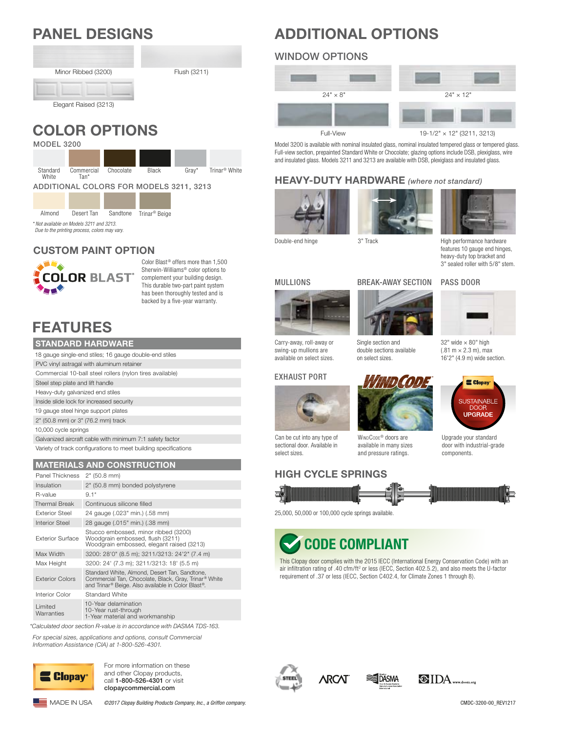# PANEL DESIGNS

Minor Ribbed (3200)

Flush (3211)

Elegant Raised (3213)

# COLOR OPTIONS

MODEL 3200

Standard White, Commercial Tan*, Chocolate, Black, Gray*, Trinar® White

ADDITIONAL COLORS FOR MODELS 3211, 3213

Almond, Desert Tan, Sandtone, Trinar® Beige

*\* Not available on Models 3211 and 3213.*
*Due to the printing process, colors may vary.*

## CUSTOM PAINT OPTION

COLOR BLAST®

Color Blast® offers more than 1,500 Sherwin-Williams® color options to complement your building design. This durable two-part paint system has been thoroughly tested and is backed by a five-year warranty.

# FEATURES

## STANDARD HARDWARE

- 18 gauge single-end stiles; 16 gauge double-end stiles
- PVC vinyl astragal with aluminum retainer
- Commercial 10-ball steel rollers (nylon tires available)
- Steel step plate and lift handle
- Heavy-duty galvanized end stiles
- Inside slide lock for increased security
- 19 gauge steel hinge support plates
- 2" (50.8 mm) or 3" (76.2 mm) track
- 10,000 cycle springs
- Galvanized aircraft cable with minimum 7:1 safety factor
- Variety of track configurations to meet building specifications

## MATERIALS AND CONSTRUCTION

| | |
|---|---|
| Panel Thickness | 2" (50.8 mm) |
| Insulation | 2" (50.8 mm) bonded polystyrene |
| R-value | 9.1* |
| Thermal Break | Continuous silicone filled |
| Exterior Steel | 24 gauge (.023" min.) (.58 mm) |
| Interior Steel | 28 gauge (.015" min.) (.38 mm) |
| Exterior Surface | Stucco embossed, minor ribbed (3200)<br>Woodgrain embossed, flush (3211)<br>Woodgrain embossed, elegant raised (3213) |
| Max Width | 3200: 28'0" (8.5 m); 3211/3213: 24'2" (7.4 m) |
| Max Height | 3200: 24' (7.3 m); 3211/3213: 18' (5.5 m) |
| Exterior Colors | Standard White, Almond, Desert Tan, Sandtone, Commercial Tan, Chocolate, Black, Gray, Trinar® White and Trinar® Beige. Also available in Color Blast®. |
| Interior Color | Standard White |
| Limited Warranties | 10-Year delamination<br>10-Year rust-through<br>1-Year material and workmanship |

*\*Calculated door section R-value is in accordance with DASMA TDS-163.*

*For special sizes, applications and options, consult Commercial Information Assistance (CIA) at 1-800-526-4301.*

# ADDITIONAL OPTIONS

## WINDOW OPTIONS

24" × 8"

24" × 12"

Full-View

19-1/2" × 12" (3211, 3213)

Model 3200 is available with nominal insulated glass, nominal insulated tempered glass or tempered glass. Full-view section, prepainted Standard White or Chocolate; glazing options include DSB, plexiglass, wire and insulated glass. Models 3211 and 3213 are available with DSB, plexiglass and insulated glass.

## HEAVY-DUTY HARDWARE *(where not standard)*

Double-end hinge

3" Track

High performance hardware features 10 gauge end hinges, heavy-duty top bracket and 3" sealed roller with 5/8" stem.

## MULLIONS

Carry-away, roll-away or swing-up mullions are available on select sizes.

## BREAK-AWAY SECTION

Single section and double sections available on select sizes.

## PASS DOOR

32" wide × 80" high (.81 m × 2.3 m), max 16'2" (4.9 m) wide section.

## EXHAUST PORT

Can be cut into any type of sectional door. Available in select sizes.

## WINDCODE

WINDCODE® doors are available in many sizes and pressure ratings.

## SUSTAINABLE DOOR UPGRADE

Upgrade your standard door with industrial-grade components.

## HIGH CYCLE SPRINGS

25,000, 50,000 or 100,000 cycle springs available.

## CODE COMPLIANT

This Clopay door complies with the 2015 IECC (International Energy Conservation Code) with an air infiltration rating of .40 cfm/ft² or less (IECC, Section 402.5.2), and also meets the U-factor requirement of .37 or less (IECC, Section C402.4, for Climate Zones 1 through 8).

For more information on these and other Clopay products, call **1-800-526-4301** or visit **clopaycommercial.com**

MADE IN USA

*©2017 Clopay Building Products Company, Inc., a Griffon company.*

CMDC-3200-00_REV1217